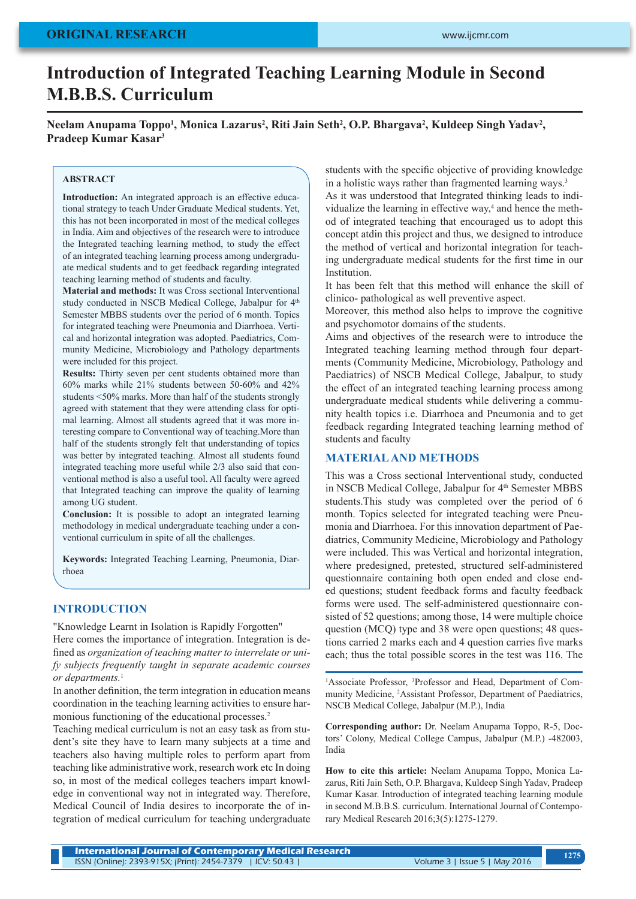# Introduction of Integrated Teaching Learning Module in Second M.B.B.S. Curriculum

**Neelam Anupama Toppo[1], Monica Lazarus[2], Riti Jain Seth[2], O.P. Bhargava[2], Kuldeep Singh Yadav[2], Pradeep Kumar Kasar[3]**

## ABSTRACT

**Introduction:** An integrated approach is an effective educational strategy to teach Under Graduate Medical students. Yet, this has not been incorporated in most of the medical colleges in India. Aim and objectives of the research were to introduce the Integrated teaching learning method, to study the effect of an integrated teaching learning process among undergraduate medical students and to get feedback regarding integrated teaching learning method of students and faculty.

**Material and methods:** It was Cross sectional Interventional study conducted in NSCB Medical College, Jabalpur for 4th Semester MBBS students over the period of 6 month. Topics for integrated teaching were Pneumonia and Diarrhoea. Vertical and horizontal integration was adopted. Paediatrics, Community Medicine, Microbiology and Pathology departments were included for this project.

**Results:** Thirty seven per cent students obtained more than 60% marks while 21% students between 50-60% and 42% students <50% marks. More than half of the students strongly agreed with statement that they were attending class for optimal learning. Almost all students agreed that it was more interesting compare to Conventional way of teaching.More than half of the students strongly felt that understanding of topics was better by integrated teaching. Almost all students found integrated teaching more useful while 2/3 also said that conventional method is also a useful tool. All faculty were agreed that Integrated teaching can improve the quality of learning among UG student.

**Conclusion:** It is possible to adopt an integrated learning methodology in medical undergraduate teaching under a conventional curriculum in spite of all the challenges.

**Keywords:** Integrated Teaching Learning, Pneumonia, Diarrhoea

## INTRODUCTION

"Knowledge Learnt in Isolation is Rapidly Forgotten"

Here comes the importance of integration. Integration is defined as *organization of teaching matter to interrelate or unify subjects frequently taught in separate academic courses or departments.*[1]

In another definition, the term integration in education means coordination in the teaching learning activities to ensure harmonious functioning of the educational processes.[2]

Teaching medical curriculum is not an easy task as from student's site they have to learn many subjects at a time and teachers also having multiple roles to perform apart from teaching like administrative work, research work etc In doing so, in most of the medical colleges teachers impart knowledge in conventional way not in integrated way. Therefore, Medical Council of India desires to incorporate the of integration of medical curriculum for teaching undergraduate students with the specific objective of providing knowledge in a holistic ways rather than fragmented learning ways.[3]

As it was understood that Integrated thinking leads to individualize the learning in effective way,[4] and hence the method of integrated teaching that encouraged us to adopt this concept atdin this project and thus, we designed to introduce the method of vertical and horizontal integration for teaching undergraduate medical students for the first time in our Institution.

It has been felt that this method will enhance the skill of clinico- pathological as well preventive aspect.

Moreover, this method also helps to improve the cognitive and psychomotor domains of the students.

Aims and objectives of the research were to introduce the Integrated teaching learning method through four departments (Community Medicine, Microbiology, Pathology and Paediatrics) of NSCB Medical College, Jabalpur, to study the effect of an integrated teaching learning process among undergraduate medical students while delivering a community health topics i.e. Diarrhoea and Pneumonia and to get feedback regarding Integrated teaching learning method of students and faculty

## MATERIAL AND METHODS

This was a Cross sectional Interventional study, conducted in NSCB Medical College, Jabalpur for 4th Semester MBBS students.This study was completed over the period of 6 month. Topics selected for integrated teaching were Pneumonia and Diarrhoea. For this innovation department of Paediatrics, Community Medicine, Microbiology and Pathology were included. This was Vertical and horizontal integration, where predesigned, pretested, structured self-administered questionnaire containing both open ended and close ended questions; student feedback forms and faculty feedback forms were used. The self-administered questionnaire consisted of 52 questions; among those, 14 were multiple choice question (MCQ) type and 38 were open questions; 48 questions carried 2 marks each and 4 question carries five marks each; thus the total possible scores in the test was 116. The

[1]Associate Professor, [3]Professor and Head, Department of Community Medicine, [2]Assistant Professor, Department of Paediatrics, NSCB Medical College, Jabalpur (M.P.), India

**Corresponding author:** Dr. Neelam Anupama Toppo, R-5, Doctors' Colony, Medical College Campus, Jabalpur (M.P.) -482003, India

**How to cite this article:** Neelam Anupama Toppo, Monica Lazarus, Riti Jain Seth, O.P. Bhargava, Kuldeep Singh Yadav, Pradeep Kumar Kasar. Introduction of integrated teaching learning module in second M.B.B.S. curriculum. International Journal of Contemporary Medical Research 2016;3(5):1275-1279.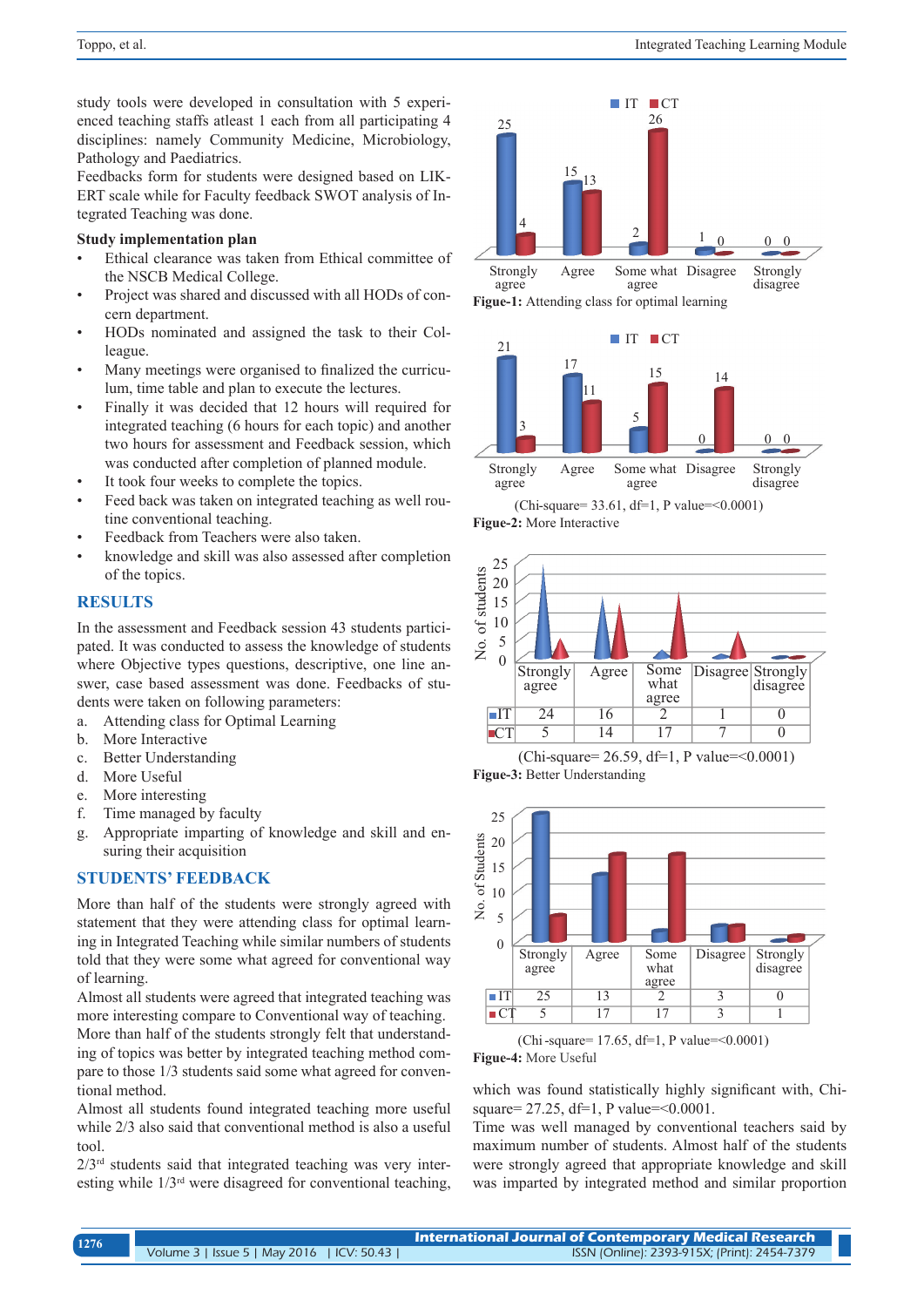study tools were developed in consultation with 5 experienced teaching staffs atleast 1 each from all participating 4 disciplines: namely Community Medicine, Microbiology, Pathology and Paediatrics.

Feedbacks form for students were designed based on LIKERT scale while for Faculty feedback SWOT analysis of Integrated Teaching was done.

**Study implementation plan**

- Ethical clearance was taken from Ethical committee of the NSCB Medical College.
- Project was shared and discussed with all HODs of concern department.
- HODs nominated and assigned the task to their Colleague.
- Many meetings were organised to finalized the curriculum, time table and plan to execute the lectures.
- Finally it was decided that 12 hours will required for integrated teaching (6 hours for each topic) and another two hours for assessment and Feedback session, which was conducted after completion of planned module.
- It took four weeks to complete the topics.
- Feed back was taken on integrated teaching as well routine conventional teaching.
- Feedback from Teachers were also taken.
- knowledge and skill was also assessed after completion of the topics.

## RESULTS

In the assessment and Feedback session 43 students participated. It was conducted to assess the knowledge of students where Objective types questions, descriptive, one line answer, case based assessment was done. Feedbacks of students were taken on following parameters:

a. Attending class for Optimal Learning
b. More Interactive
c. Better Understanding
d. More Useful
e. More interesting
f. Time managed by faculty
g. Appropriate imparting of knowledge and skill and ensuring their acquisition

## STUDENTS' FEEDBACK

More than half of the students were strongly agreed with statement that they were attending class for optimal learning in Integrated Teaching while similar numbers of students told that they were some what agreed for conventional way of learning.

Almost all students were agreed that integrated teaching was more interesting compare to Conventional way of teaching.

More than half of the students strongly felt that understanding of topics was better by integrated teaching method compare to those 1/3 students said some what agreed for conventional method.

Almost all students found integrated teaching more useful while 2/3 also said that conventional method is also a useful tool.

2/3rd students said that integrated teaching was very interesting while 1/3rd were disagreed for conventional teaching,

| | Strongly agree | Agree | Some what agree | Disagree | Strongly disagree |
|---|---|---|---|---|---|
| IT | 25 | 15 | 2 | 1 | 0 |
| CT | 4 | 13 | 26 | 0 | 0 |

**Figue-1:** Attending class for optimal learning

| | Strongly agree | Agree | Some what agree | Disagree | Strongly disagree |
|---|---|---|---|---|---|
| IT | 21 | 17 | 5 | 0 | 0 |
| CT | 3 | 11 | 15 | 14 | 0 |

(Chi-square= 33.61, df=1, P value=<0.0001)

**Figue-2:** More Interactive

| | Strongly agree | Agree | Some what agree | Disagree | Strongly disagree |
|---|---|---|---|---|---|
| IT | 24 | 16 | 2 | 1 | 0 |
| CT | 5 | 14 | 17 | 7 | 0 |

(Chi-square= 26.59, df=1, P value=<0.0001)

**Figue-3:** Better Understanding

| | Strongly agree | Agree | Some what agree | Disagree | Strongly disagree |
|---|---|---|---|---|---|
| IT | 25 | 13 | 2 | 3 | 0 |
| CT | 5 | 17 | 17 | 3 | 1 |

(Chi -square= 17.65, df=1, P value=<0.0001)

**Figue-4:** More Useful

which was found statistically highly significant with, Chi-square= 27.25, df=1, P value=<0.0001.

Time was well managed by conventional teachers said by maximum number of students. Almost half of the students were strongly agreed that appropriate knowledge and skill was imparted by integrated method and similar proportion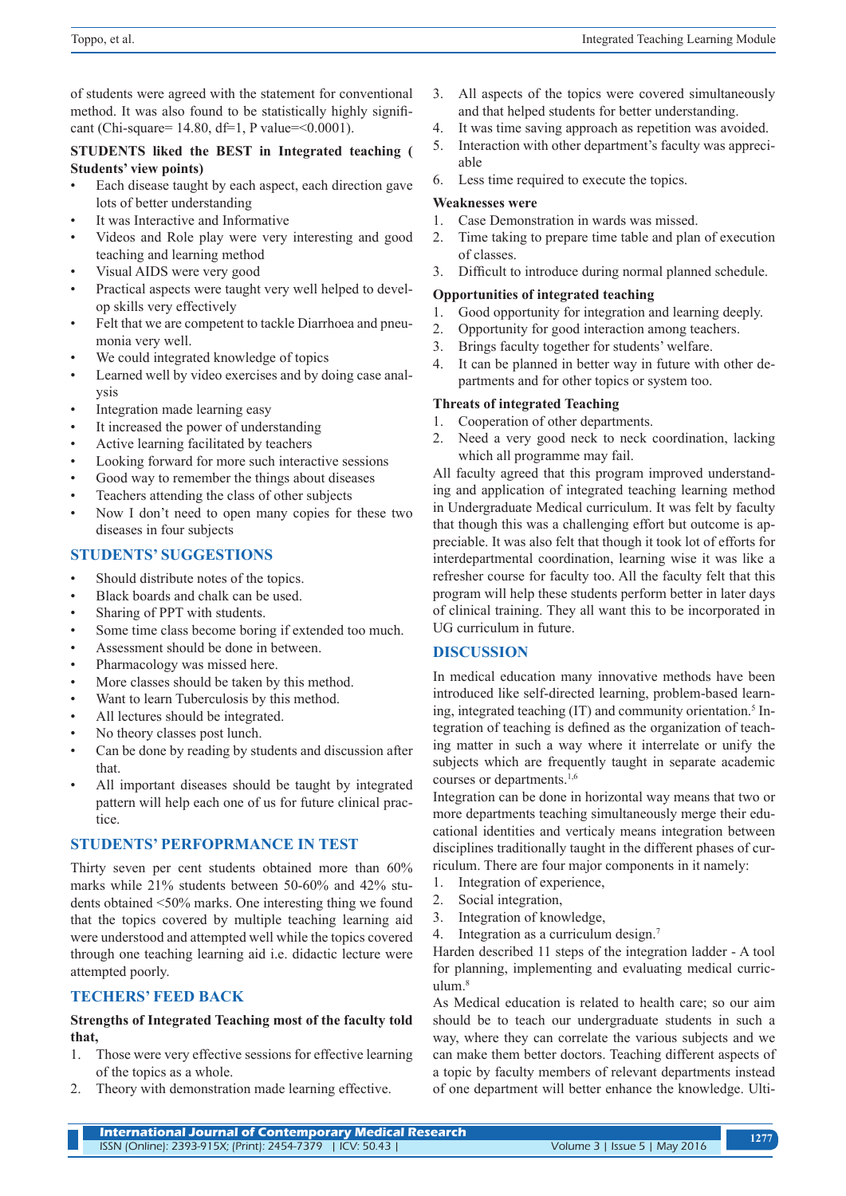of students were agreed with the statement for conventional method. It was also found to be statistically highly significant (Chi-square= 14.80, df=1, P value=<0.0001).

**STUDENTS liked the BEST in Integrated teaching ( Students' view points)**

- Each disease taught by each aspect, each direction gave lots of better understanding
- It was Interactive and Informative
- Videos and Role play were very interesting and good teaching and learning method
- Visual AIDS were very good
- Practical aspects were taught very well helped to develop skills very effectively
- Felt that we are competent to tackle Diarrhoea and pneumonia very well.
- We could integrated knowledge of topics
- Learned well by video exercises and by doing case analysis
- Integration made learning easy
- It increased the power of understanding
- Active learning facilitated by teachers
- Looking forward for more such interactive sessions
- Good way to remember the things about diseases
- Teachers attending the class of other subjects
- Now I don't need to open many copies for these two diseases in four subjects

## STUDENTS' SUGGESTIONS

- Should distribute notes of the topics.
- Black boards and chalk can be used.
- Sharing of PPT with students.
- Some time class become boring if extended too much.
- Assessment should be done in between.
- Pharmacology was missed here.
- More classes should be taken by this method.
- Want to learn Tuberculosis by this method.
- All lectures should be integrated.
- No theory classes post lunch.
- Can be done by reading by students and discussion after that.
- All important diseases should be taught by integrated pattern will help each one of us for future clinical practice.

## STUDENTS' PERFOPRMANCE IN TEST

Thirty seven per cent students obtained more than 60% marks while 21% students between 50-60% and 42% students obtained <50% marks. One interesting thing we found that the topics covered by multiple teaching learning aid were understood and attempted well while the topics covered through one teaching learning aid i.e. didactic lecture were attempted poorly.

## TECHERS' FEED BACK

**Strengths of Integrated Teaching most of the faculty told that,**

1. Those were very effective sessions for effective learning of the topics as a whole.
2. Theory with demonstration made learning effective.
3. All aspects of the topics were covered simultaneously and that helped students for better understanding.
4. It was time saving approach as repetition was avoided.
5. Interaction with other department's faculty was appreciable
6. Less time required to execute the topics.

**Weaknesses were**

1. Case Demonstration in wards was missed.
2. Time taking to prepare time table and plan of execution of classes.
3. Difficult to introduce during normal planned schedule.

**Opportunities of integrated teaching**

1. Good opportunity for integration and learning deeply.
2. Opportunity for good interaction among teachers.
3. Brings faculty together for students' welfare.
4. It can be planned in better way in future with other departments and for other topics or system too.

**Threats of integrated Teaching**

1. Cooperation of other departments.
2. Need a very good neck to neck coordination, lacking which all programme may fail.

All faculty agreed that this program improved understanding and application of integrated teaching learning method in Undergraduate Medical curriculum. It was felt by faculty that though this was a challenging effort but outcome is appreciable. It was also felt that though it took lot of efforts for interdepartmental coordination, learning wise it was like a refresher course for faculty too. All the faculty felt that this program will help these students perform better in later days of clinical training. They all want this to be incorporated in UG curriculum in future.

## DISCUSSION

In medical education many innovative methods have been introduced like self-directed learning, problem-based learning, integrated teaching (IT) and community orientation.[5] Integration of teaching is defined as the organization of teaching matter in such a way where it interrelate or unify the subjects which are frequently taught in separate academic courses or departments.[1,6]

Integration can be done in horizontal way means that two or more departments teaching simultaneously merge their educational identities and verticaly means integration between disciplines traditionally taught in the different phases of curriculum. There are four major components in it namely:

1. Integration of experience,
2. Social integration,
3. Integration of knowledge,
4. Integration as a curriculum design.[7]

Harden described 11 steps of the integration ladder - A tool for planning, implementing and evaluating medical curriculum.[8]

As Medical education is related to health care; so our aim should be to teach our undergraduate students in such a way, where they can correlate the various subjects and we can make them better doctors. Teaching different aspects of a topic by faculty members of relevant departments instead of one department will better enhance the knowledge. Ulti-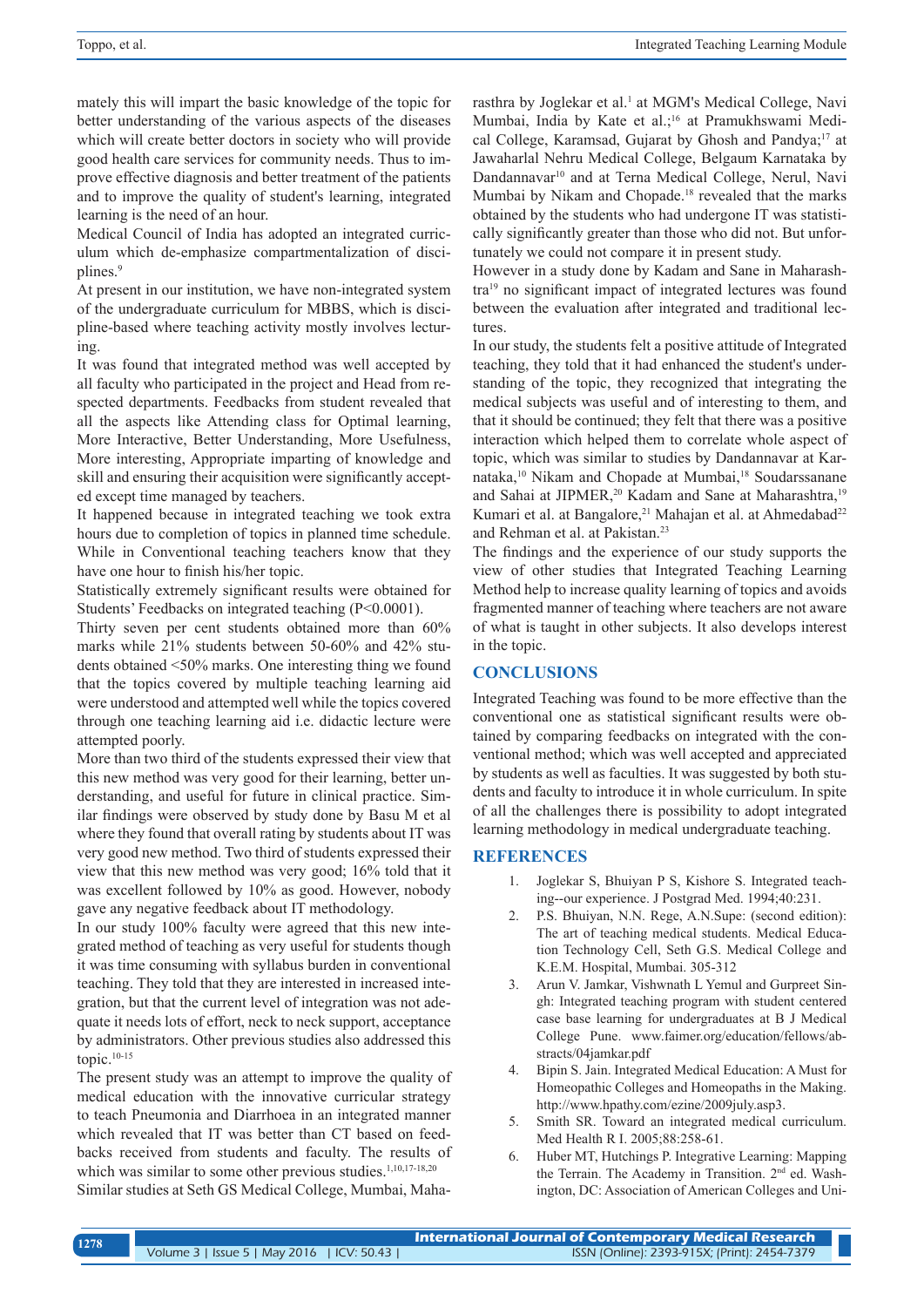mately this will impart the basic knowledge of the topic for better understanding of the various aspects of the diseases which will create better doctors in society who will provide good health care services for community needs. Thus to improve effective diagnosis and better treatment of the patients and to improve the quality of student's learning, integrated learning is the need of an hour.

Medical Council of India has adopted an integrated curriculum which de-emphasize compartmentalization of disciplines.[9]

At present in our institution, we have non-integrated system of the undergraduate curriculum for MBBS, which is discipline-based where teaching activity mostly involves lecturing.

It was found that integrated method was well accepted by all faculty who participated in the project and Head from respected departments. Feedbacks from student revealed that all the aspects like Attending class for Optimal learning, More Interactive, Better Understanding, More Usefulness, More interesting, Appropriate imparting of knowledge and skill and ensuring their acquisition were significantly accepted except time managed by teachers.

It happened because in integrated teaching we took extra hours due to completion of topics in planned time schedule. While in Conventional teaching teachers know that they have one hour to finish his/her topic.

Statistically extremely significant results were obtained for Students' Feedbacks on integrated teaching ($P<0.0001$).

Thirty seven per cent students obtained more than 60% marks while 21% students between 50-60% and 42% students obtained <50% marks. One interesting thing we found that the topics covered by multiple teaching learning aid were understood and attempted well while the topics covered through one teaching learning aid i.e. didactic lecture were attempted poorly.

More than two third of the students expressed their view that this new method was very good for their learning, better understanding, and useful for future in clinical practice. Similar findings were observed by study done by Basu M et al where they found that overall rating by students about IT was very good new method. Two third of students expressed their view that this new method was very good; 16% told that it was excellent followed by 10% as good. However, nobody gave any negative feedback about IT methodology.

In our study 100% faculty were agreed that this new integrated method of teaching as very useful for students though it was time consuming with syllabus burden in conventional teaching. They told that they are interested in increased integration, but that the current level of integration was not adequate it needs lots of effort, neck to neck support, acceptance by administrators. Other previous studies also addressed this topic.[10-15]

The present study was an attempt to improve the quality of medical education with the innovative curricular strategy to teach Pneumonia and Diarrhoea in an integrated manner which revealed that IT was better than CT based on feedbacks received from students and faculty. The results of which was similar to some other previous studies.[1,10,17-18,20]

Similar studies at Seth GS Medical College, Mumbai, Maharasthra by Joglekar et al.[1] at MGM's Medical College, Navi Mumbai, India by Kate et al.;[16] at Pramukhswami Medical College, Karamsad, Gujarat by Ghosh and Pandya;[17] at Jawaharlal Nehru Medical College, Belgaum Karnataka by Dandannavar[10] and at Terna Medical College, Nerul, Navi Mumbai by Nikam and Chopade.[18] revealed that the marks obtained by the students who had undergone IT was statistically significantly greater than those who did not. But unfortunately we could not compare it in present study.

However in a study done by Kadam and Sane in Maharashtra[19] no significant impact of integrated lectures was found between the evaluation after integrated and traditional lectures.

In our study, the students felt a positive attitude of Integrated teaching, they told that it had enhanced the student's understanding of the topic, they recognized that integrating the medical subjects was useful and of interesting to them, and that it should be continued; they felt that there was a positive interaction which helped them to correlate whole aspect of topic, which was similar to studies by Dandannavar at Karnataka,[10] Nikam and Chopade at Mumbai,[18] Soudarssanane and Sahai at JIPMER,[20] Kadam and Sane at Maharashtra,[19] Kumari et al. at Bangalore,[21] Mahajan et al. at Ahmedabad[22] and Rehman et al. at Pakistan.[23]

The findings and the experience of our study supports the view of other studies that Integrated Teaching Learning Method help to increase quality learning of topics and avoids fragmented manner of teaching where teachers are not aware of what is taught in other subjects. It also develops interest in the topic.

## CONCLUSIONS

Integrated Teaching was found to be more effective than the conventional one as statistical significant results were obtained by comparing feedbacks on integrated with the conventional method; which was well accepted and appreciated by students as well as faculties. It was suggested by both students and faculty to introduce it in whole curriculum. In spite of all the challenges there is possibility to adopt integrated learning methodology in medical undergraduate teaching.

## REFERENCES

1. Joglekar S, Bhuiyan P S, Kishore S. Integrated teaching--our experience. J Postgrad Med. 1994;40:231.
2. P.S. Bhuiyan, N.N. Rege, A.N.Supe: (second edition): The art of teaching medical students. Medical Education Technology Cell, Seth G.S. Medical College and K.E.M. Hospital, Mumbai. 305-312
3. Arun V. Jamkar, Vishwnath L Yemul and Gurpreet Singh: Integrated teaching program with student centered case base learning for undergraduates at B J Medical College Pune. www.faimer.org/education/fellows/abstracts/04jamkar.pdf
4. Bipin S. Jain. Integrated Medical Education: A Must for Homeopathic Colleges and Homeopaths in the Making. http://www.hpathy.com/ezine/2009july.asp3.
5. Smith SR. Toward an integrated medical curriculum. Med Health R I. 2005;88:258-61.
6. Huber MT, Hutchings P. Integrative Learning: Mapping the Terrain. The Academy in Transition. 2nd ed. Washington, DC: Association of American Colleges and Uni-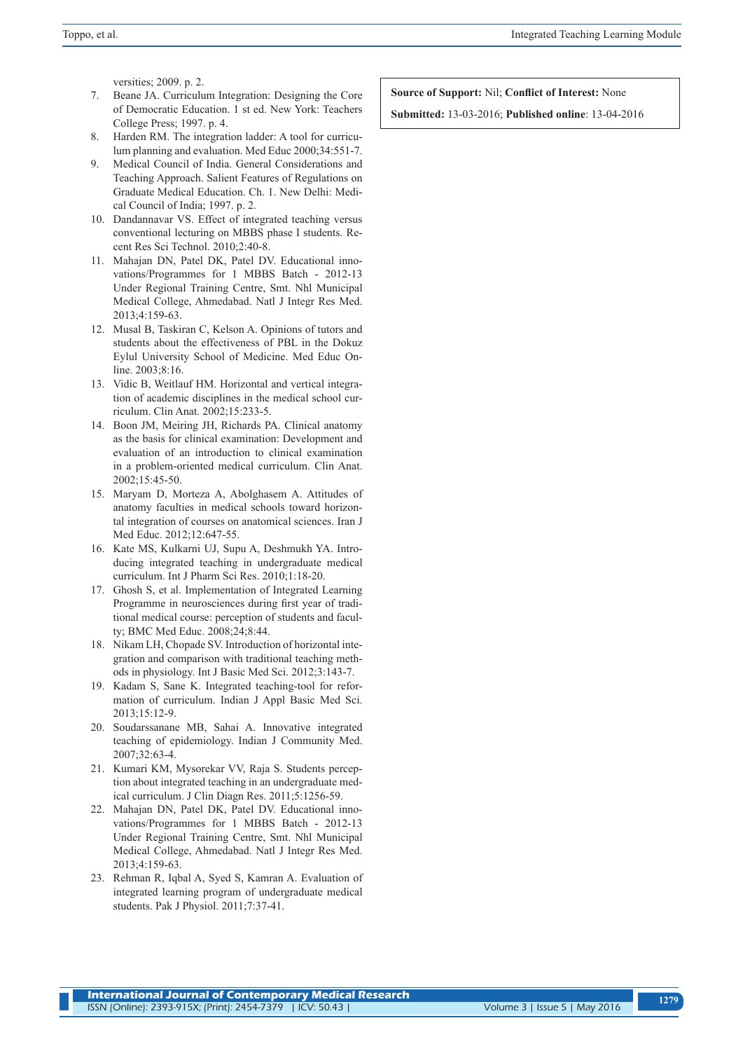versities; 2009. p. 2.

7. Beane JA. Curriculum Integration: Designing the Core of Democratic Education. 1 st ed. New York: Teachers College Press; 1997. p. 4.
8. Harden RM. The integration ladder: A tool for curriculum planning and evaluation. Med Educ 2000;34:551-7.
9. Medical Council of India. General Considerations and Teaching Approach. Salient Features of Regulations on Graduate Medical Education. Ch. 1. New Delhi: Medical Council of India; 1997. p. 2.
10. Dandannavar VS. Effect of integrated teaching versus conventional lecturing on MBBS phase I students. Recent Res Sci Technol. 2010;2:40-8.
11. Mahajan DN, Patel DK, Patel DV. Educational innovations/Programmes for 1 MBBS Batch - 2012-13 Under Regional Training Centre, Smt. Nhl Municipal Medical College, Ahmedabad. Natl J Integr Res Med. 2013;4:159-63.
12. Musal B, Taskiran C, Kelson A. Opinions of tutors and students about the effectiveness of PBL in the Dokuz Eylul University School of Medicine. Med Educ Online. 2003;8:16.
13. Vidic B, Weitlauf HM. Horizontal and vertical integration of academic disciplines in the medical school curriculum. Clin Anat. 2002;15:233-5.
14. Boon JM, Meiring JH, Richards PA. Clinical anatomy as the basis for clinical examination: Development and evaluation of an introduction to clinical examination in a problem-oriented medical curriculum. Clin Anat. 2002;15:45-50.
15. Maryam D, Morteza A, Abolghasem A. Attitudes of anatomy faculties in medical schools toward horizontal integration of courses on anatomical sciences. Iran J Med Educ. 2012;12:647-55.
16. Kate MS, Kulkarni UJ, Supu A, Deshmukh YA. Introducing integrated teaching in undergraduate medical curriculum. Int J Pharm Sci Res. 2010;1:18-20.
17. Ghosh S, et al. Implementation of Integrated Learning Programme in neurosciences during first year of traditional medical course: perception of students and faculty; BMC Med Educ. 2008;24;8:44.
18. Nikam LH, Chopade SV. Introduction of horizontal integration and comparison with traditional teaching methods in physiology. Int J Basic Med Sci. 2012;3:143-7.
19. Kadam S, Sane K. Integrated teaching-tool for reformation of curriculum. Indian J Appl Basic Med Sci. 2013;15:12-9.
20. Soudarssanane MB, Sahai A. Innovative integrated teaching of epidemiology. Indian J Community Med. 2007;32:63-4.
21. Kumari KM, Mysorekar VV, Raja S. Students perception about integrated teaching in an undergraduate medical curriculum. J Clin Diagn Res. 2011;5:1256-59.
22. Mahajan DN, Patel DK, Patel DV. Educational innovations/Programmes for 1 MBBS Batch - 2012-13 Under Regional Training Centre, Smt. Nhl Municipal Medical College, Ahmedabad. Natl J Integr Res Med. 2013;4:159-63.
23. Rehman R, Iqbal A, Syed S, Kamran A. Evaluation of integrated learning program of undergraduate medical students. Pak J Physiol. 2011;7:37-41.

**Source of Support:** Nil; **Conflict of Interest:** None

**Submitted:** 13-03-2016; **Published online**: 13-04-2016